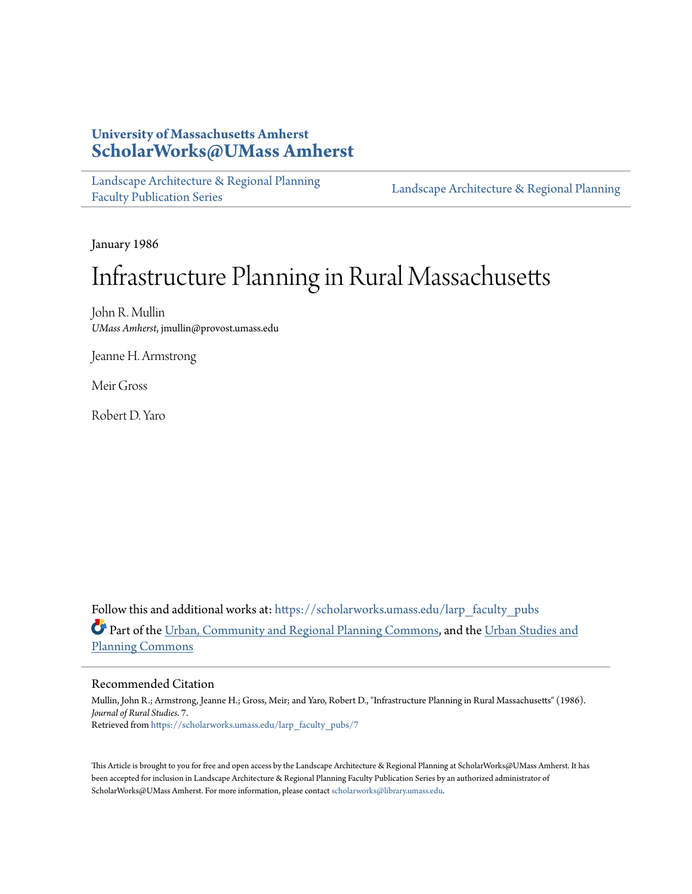University of Massachusetts Amherst
**ScholarWorks@UMass Amherst**

Landscape Architecture & Regional Planning Faculty Publication Series | Landscape Architecture & Regional Planning

January 1986

# Infrastructure Planning in Rural Massachusetts

John R. Mullin
*UMass Amherst*, jmullin@provost.umass.edu

Jeanne H. Armstrong

Meir Gross

Robert D. Yaro

Follow this and additional works at: https://scholarworks.umass.edu/larp_faculty_pubs

Part of the Urban, Community and Regional Planning Commons, and the Urban Studies and Planning Commons

## Recommended Citation

Mullin, John R.; Armstrong, Jeanne H.; Gross, Meir; and Yaro, Robert D., "Infrastructure Planning in Rural Massachusetts" (1986). *Journal of Rural Studies*. 7.
Retrieved from https://scholarworks.umass.edu/larp_faculty_pubs/7

This Article is brought to you for free and open access by the Landscape Architecture & Regional Planning at ScholarWorks@UMass Amherst. It has been accepted for inclusion in Landscape Architecture & Regional Planning Faculty Publication Series by an authorized administrator of ScholarWorks@UMass Amherst. For more information, please contact scholarworks@library.umass.edu.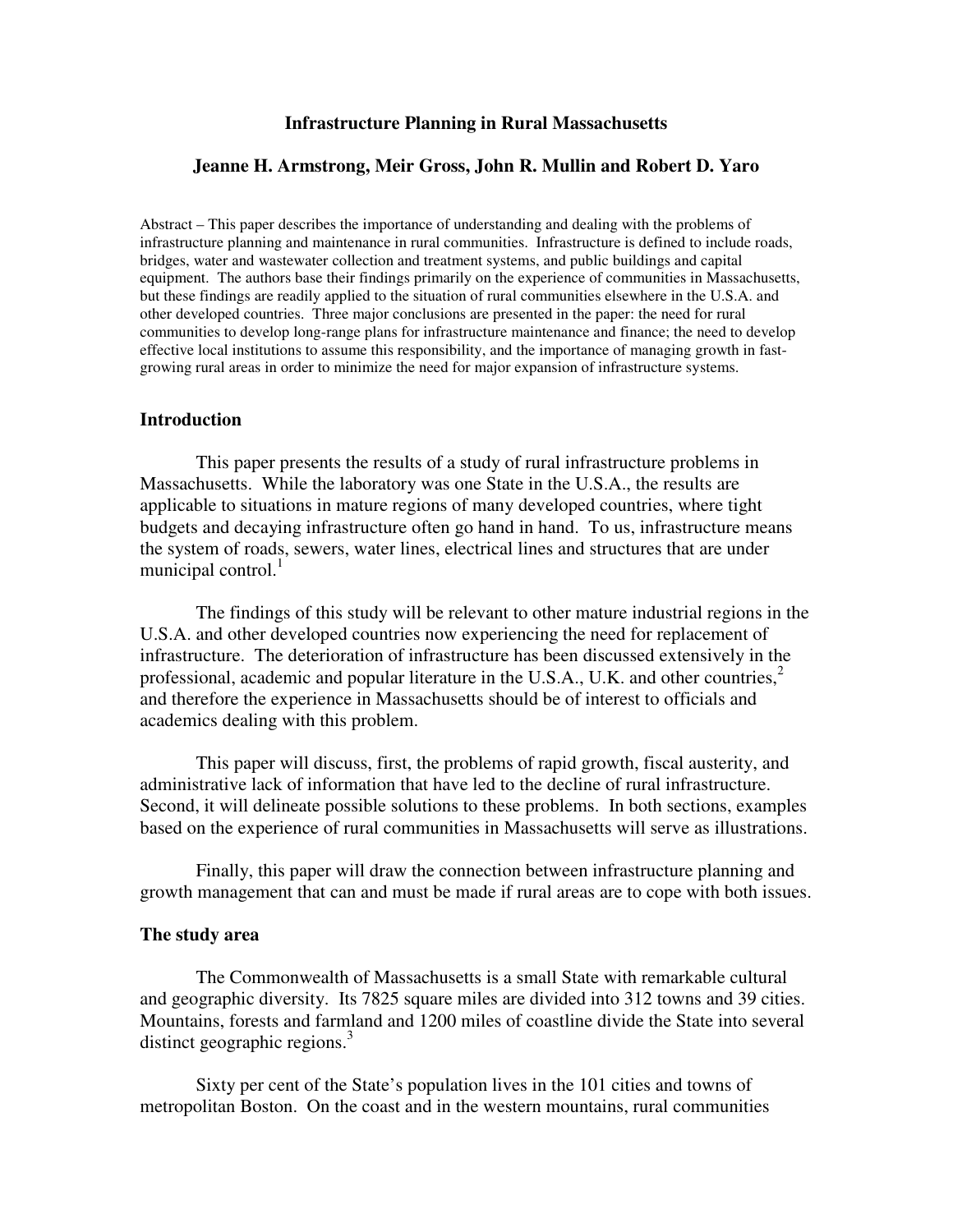# Infrastructure Planning in Rural Massachusetts

**Jeanne H. Armstrong, Meir Gross, John R. Mullin and Robert D. Yaro**

Abstract – This paper describes the importance of understanding and dealing with the problems of infrastructure planning and maintenance in rural communities. Infrastructure is defined to include roads, bridges, water and wastewater collection and treatment systems, and public buildings and capital equipment. The authors base their findings primarily on the experience of communities in Massachusetts, but these findings are readily applied to the situation of rural communities elsewhere in the U.S.A. and other developed countries. Three major conclusions are presented in the paper: the need for rural communities to develop long-range plans for infrastructure maintenance and finance; the need to develop effective local institutions to assume this responsibility, and the importance of managing growth in fast-growing rural areas in order to minimize the need for major expansion of infrastructure systems.

## Introduction

This paper presents the results of a study of rural infrastructure problems in Massachusetts. While the laboratory was one State in the U.S.A., the results are applicable to situations in mature regions of many developed countries, where tight budgets and decaying infrastructure often go hand in hand. To us, infrastructure means the system of roads, sewers, water lines, electrical lines and structures that are under municipal control.[1]

The findings of this study will be relevant to other mature industrial regions in the U.S.A. and other developed countries now experiencing the need for replacement of infrastructure. The deterioration of infrastructure has been discussed extensively in the professional, academic and popular literature in the U.S.A., U.K. and other countries,[2] and therefore the experience in Massachusetts should be of interest to officials and academics dealing with this problem.

This paper will discuss, first, the problems of rapid growth, fiscal austerity, and administrative lack of information that have led to the decline of rural infrastructure. Second, it will delineate possible solutions to these problems. In both sections, examples based on the experience of rural communities in Massachusetts will serve as illustrations.

Finally, this paper will draw the connection between infrastructure planning and growth management that can and must be made if rural areas are to cope with both issues.

## The study area

The Commonwealth of Massachusetts is a small State with remarkable cultural and geographic diversity. Its 7825 square miles are divided into 312 towns and 39 cities. Mountains, forests and farmland and 1200 miles of coastline divide the State into several distinct geographic regions.[3]

Sixty per cent of the State's population lives in the 101 cities and towns of metropolitan Boston. On the coast and in the western mountains, rural communities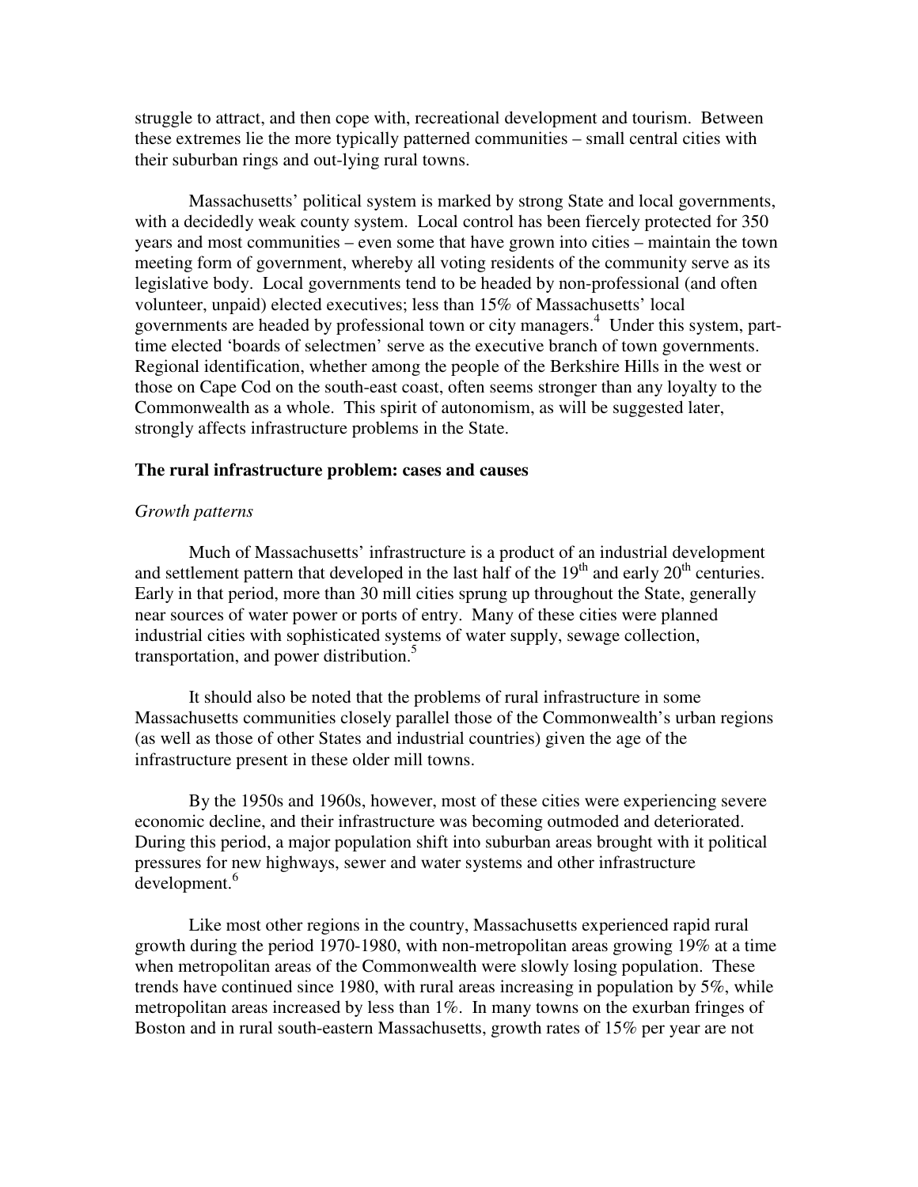struggle to attract, and then cope with, recreational development and tourism. Between these extremes lie the more typically patterned communities – small central cities with their suburban rings and out-lying rural towns.

Massachusetts' political system is marked by strong State and local governments, with a decidedly weak county system. Local control has been fiercely protected for 350 years and most communities – even some that have grown into cities – maintain the town meeting form of government, whereby all voting residents of the community serve as its legislative body. Local governments tend to be headed by non-professional (and often volunteer, unpaid) elected executives; less than 15% of Massachusetts' local governments are headed by professional town or city managers.[4] Under this system, part-time elected 'boards of selectmen' serve as the executive branch of town governments. Regional identification, whether among the people of the Berkshire Hills in the west or those on Cape Cod on the south-east coast, often seems stronger than any loyalty to the Commonwealth as a whole. This spirit of autonomism, as will be suggested later, strongly affects infrastructure problems in the State.

## The rural infrastructure problem: cases and causes

### *Growth patterns*

Much of Massachusetts' infrastructure is a product of an industrial development and settlement pattern that developed in the last half of the 19th and early 20th centuries. Early in that period, more than 30 mill cities sprung up throughout the State, generally near sources of water power or ports of entry. Many of these cities were planned industrial cities with sophisticated systems of water supply, sewage collection, transportation, and power distribution.[5]

It should also be noted that the problems of rural infrastructure in some Massachusetts communities closely parallel those of the Commonwealth's urban regions (as well as those of other States and industrial countries) given the age of the infrastructure present in these older mill towns.

By the 1950s and 1960s, however, most of these cities were experiencing severe economic decline, and their infrastructure was becoming outmoded and deteriorated. During this period, a major population shift into suburban areas brought with it political pressures for new highways, sewer and water systems and other infrastructure development.[6]

Like most other regions in the country, Massachusetts experienced rapid rural growth during the period 1970-1980, with non-metropolitan areas growing 19% at a time when metropolitan areas of the Commonwealth were slowly losing population. These trends have continued since 1980, with rural areas increasing in population by 5%, while metropolitan areas increased by less than 1%. In many towns on the exurban fringes of Boston and in rural south-eastern Massachusetts, growth rates of 15% per year are not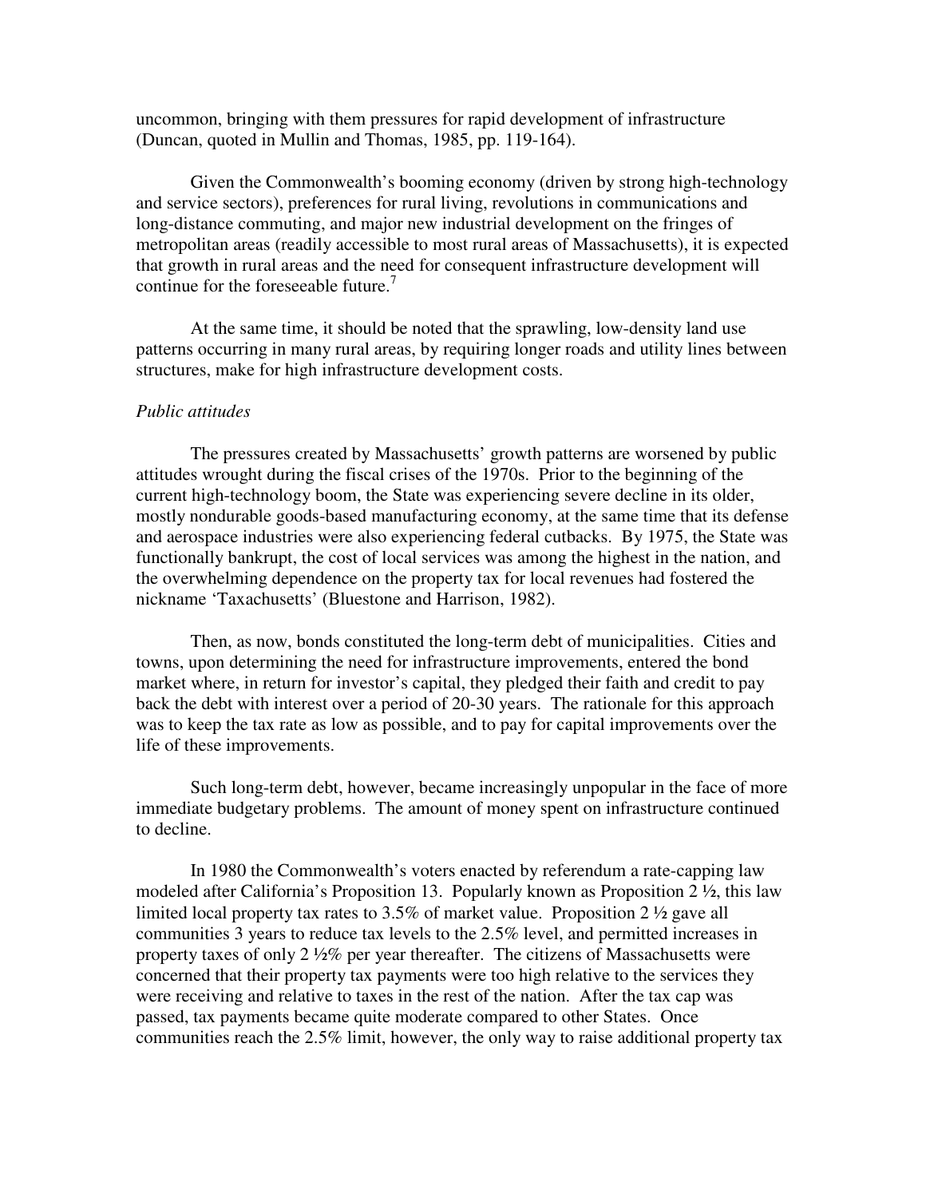uncommon, bringing with them pressures for rapid development of infrastructure (Duncan, quoted in Mullin and Thomas, 1985, pp. 119-164).

Given the Commonwealth's booming economy (driven by strong high-technology and service sectors), preferences for rural living, revolutions in communications and long-distance commuting, and major new industrial development on the fringes of metropolitan areas (readily accessible to most rural areas of Massachusetts), it is expected that growth in rural areas and the need for consequent infrastructure development will continue for the foreseeable future.[7]

At the same time, it should be noted that the sprawling, low-density land use patterns occurring in many rural areas, by requiring longer roads and utility lines between structures, make for high infrastructure development costs.

*Public attitudes*

The pressures created by Massachusetts' growth patterns are worsened by public attitudes wrought during the fiscal crises of the 1970s. Prior to the beginning of the current high-technology boom, the State was experiencing severe decline in its older, mostly nondurable goods-based manufacturing economy, at the same time that its defense and aerospace industries were also experiencing federal cutbacks. By 1975, the State was functionally bankrupt, the cost of local services was among the highest in the nation, and the overwhelming dependence on the property tax for local revenues had fostered the nickname 'Taxachusetts' (Bluestone and Harrison, 1982).

Then, as now, bonds constituted the long-term debt of municipalities. Cities and towns, upon determining the need for infrastructure improvements, entered the bond market where, in return for investor's capital, they pledged their faith and credit to pay back the debt with interest over a period of 20-30 years. The rationale for this approach was to keep the tax rate as low as possible, and to pay for capital improvements over the life of these improvements.

Such long-term debt, however, became increasingly unpopular in the face of more immediate budgetary problems. The amount of money spent on infrastructure continued to decline.

In 1980 the Commonwealth's voters enacted by referendum a rate-capping law modeled after California's Proposition 13. Popularly known as Proposition 2 ½, this law limited local property tax rates to 3.5% of market value. Proposition 2 ½ gave all communities 3 years to reduce tax levels to the 2.5% level, and permitted increases in property taxes of only 2 ½% per year thereafter. The citizens of Massachusetts were concerned that their property tax payments were too high relative to the services they were receiving and relative to taxes in the rest of the nation. After the tax cap was passed, tax payments became quite moderate compared to other States. Once communities reach the 2.5% limit, however, the only way to raise additional property tax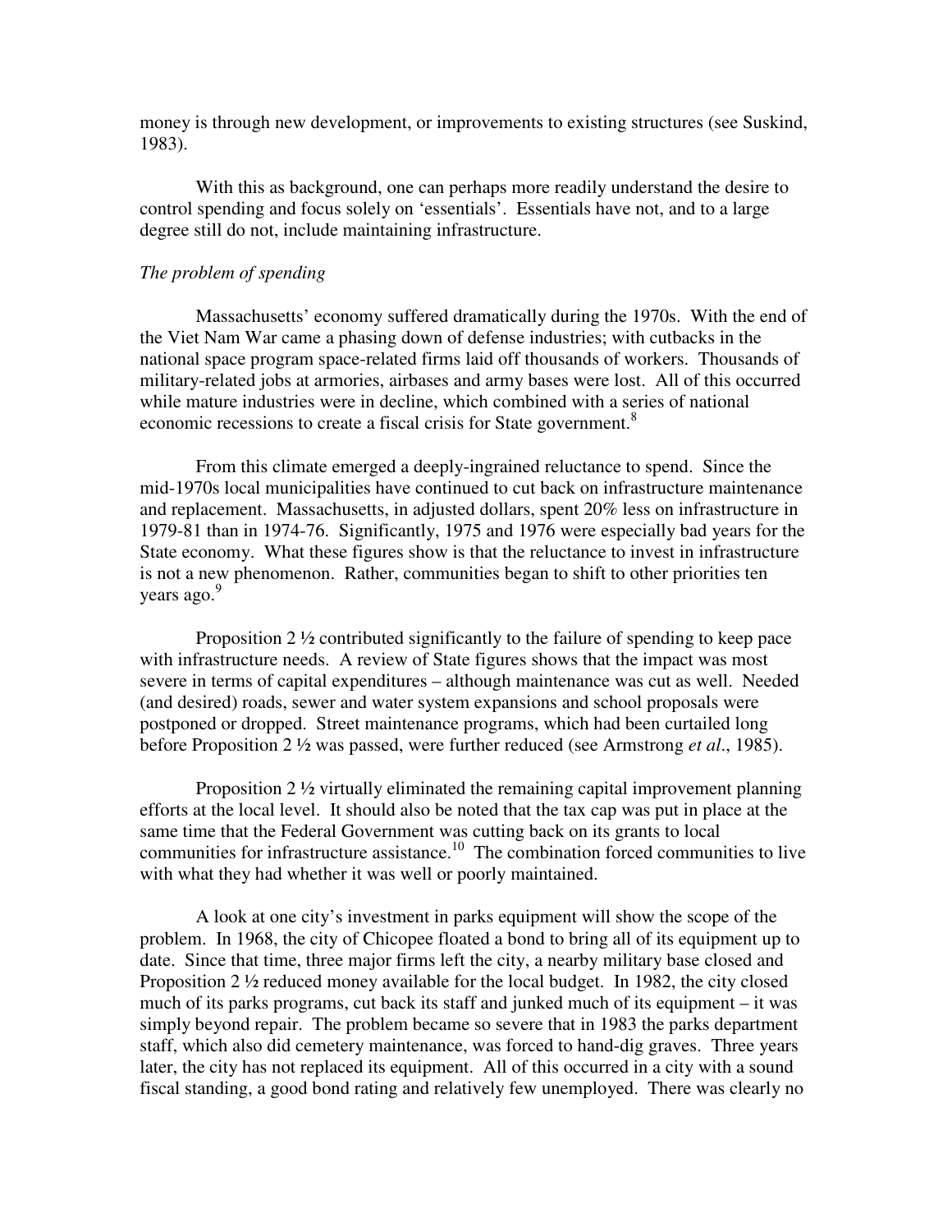money is through new development, or improvements to existing structures (see Suskind, 1983).

With this as background, one can perhaps more readily understand the desire to control spending and focus solely on 'essentials'. Essentials have not, and to a large degree still do not, include maintaining infrastructure.

*The problem of spending*

Massachusetts' economy suffered dramatically during the 1970s. With the end of the Viet Nam War came a phasing down of defense industries; with cutbacks in the national space program space-related firms laid off thousands of workers. Thousands of military-related jobs at armories, airbases and army bases were lost. All of this occurred while mature industries were in decline, which combined with a series of national economic recessions to create a fiscal crisis for State government.[8]

From this climate emerged a deeply-ingrained reluctance to spend. Since the mid-1970s local municipalities have continued to cut back on infrastructure maintenance and replacement. Massachusetts, in adjusted dollars, spent 20% less on infrastructure in 1979-81 than in 1974-76. Significantly, 1975 and 1976 were especially bad years for the State economy. What these figures show is that the reluctance to invest in infrastructure is not a new phenomenon. Rather, communities began to shift to other priorities ten years ago.[9]

Proposition 2 ½ contributed significantly to the failure of spending to keep pace with infrastructure needs. A review of State figures shows that the impact was most severe in terms of capital expenditures – although maintenance was cut as well. Needed (and desired) roads, sewer and water system expansions and school proposals were postponed or dropped. Street maintenance programs, which had been curtailed long before Proposition 2 ½ was passed, were further reduced (see Armstrong *et al*., 1985).

Proposition 2 ½ virtually eliminated the remaining capital improvement planning efforts at the local level. It should also be noted that the tax cap was put in place at the same time that the Federal Government was cutting back on its grants to local communities for infrastructure assistance.[10] The combination forced communities to live with what they had whether it was well or poorly maintained.

A look at one city's investment in parks equipment will show the scope of the problem. In 1968, the city of Chicopee floated a bond to bring all of its equipment up to date. Since that time, three major firms left the city, a nearby military base closed and Proposition 2 ½ reduced money available for the local budget. In 1982, the city closed much of its parks programs, cut back its staff and junked much of its equipment – it was simply beyond repair. The problem became so severe that in 1983 the parks department staff, which also did cemetery maintenance, was forced to hand-dig graves. Three years later, the city has not replaced its equipment. All of this occurred in a city with a sound fiscal standing, a good bond rating and relatively few unemployed. There was clearly no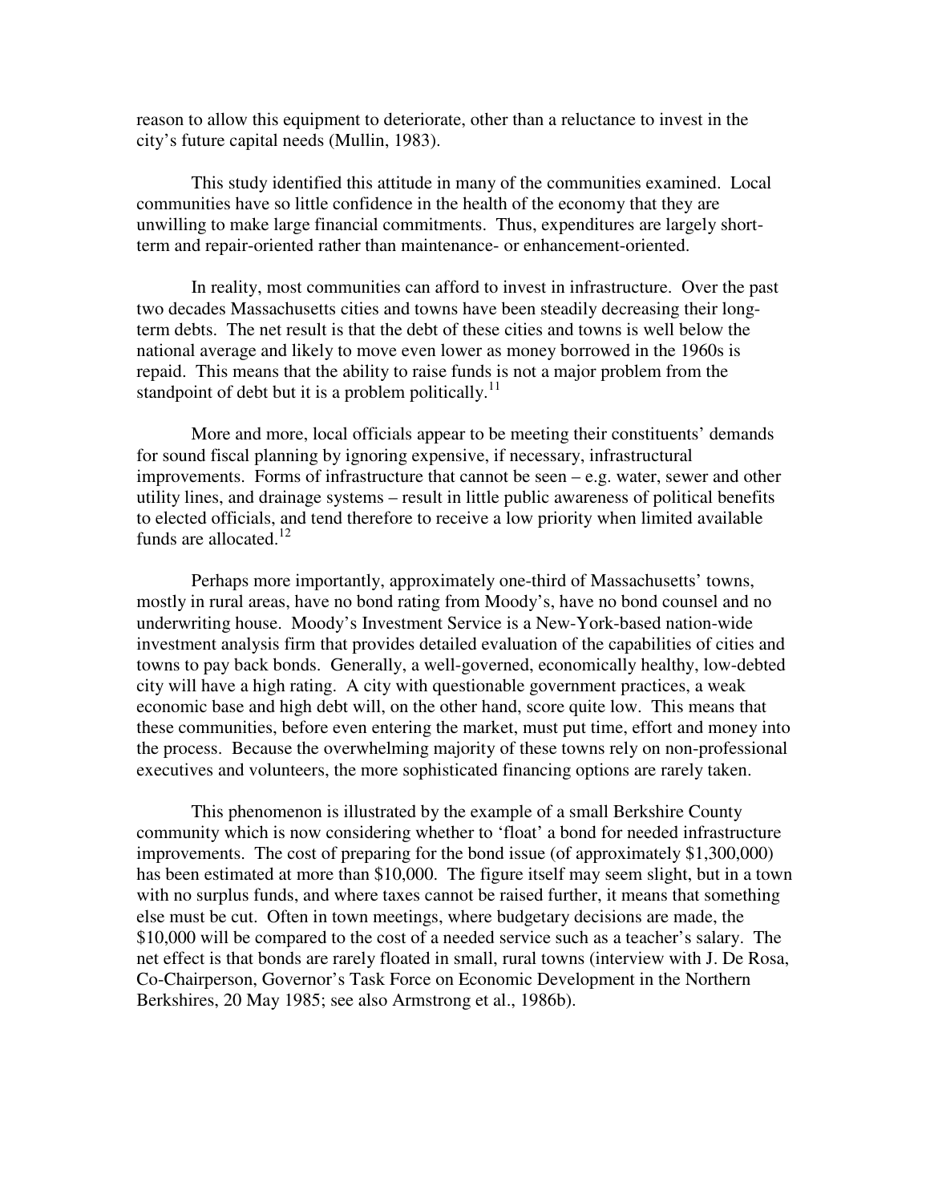reason to allow this equipment to deteriorate, other than a reluctance to invest in the city's future capital needs (Mullin, 1983).

This study identified this attitude in many of the communities examined. Local communities have so little confidence in the health of the economy that they are unwilling to make large financial commitments. Thus, expenditures are largely short-term and repair-oriented rather than maintenance- or enhancement-oriented.

In reality, most communities can afford to invest in infrastructure. Over the past two decades Massachusetts cities and towns have been steadily decreasing their long-term debts. The net result is that the debt of these cities and towns is well below the national average and likely to move even lower as money borrowed in the 1960s is repaid. This means that the ability to raise funds is not a major problem from the standpoint of debt but it is a problem politically.[11]

More and more, local officials appear to be meeting their constituents' demands for sound fiscal planning by ignoring expensive, if necessary, infrastructural improvements. Forms of infrastructure that cannot be seen – e.g. water, sewer and other utility lines, and drainage systems – result in little public awareness of political benefits to elected officials, and tend therefore to receive a low priority when limited available funds are allocated.[12]

Perhaps more importantly, approximately one-third of Massachusetts' towns, mostly in rural areas, have no bond rating from Moody's, have no bond counsel and no underwriting house. Moody's Investment Service is a New-York-based nation-wide investment analysis firm that provides detailed evaluation of the capabilities of cities and towns to pay back bonds. Generally, a well-governed, economically healthy, low-debted city will have a high rating. A city with questionable government practices, a weak economic base and high debt will, on the other hand, score quite low. This means that these communities, before even entering the market, must put time, effort and money into the process. Because the overwhelming majority of these towns rely on non-professional executives and volunteers, the more sophisticated financing options are rarely taken.

This phenomenon is illustrated by the example of a small Berkshire County community which is now considering whether to 'float' a bond for needed infrastructure improvements. The cost of preparing for the bond issue (of approximately $1,300,000) has been estimated at more than $10,000. The figure itself may seem slight, but in a town with no surplus funds, and where taxes cannot be raised further, it means that something else must be cut. Often in town meetings, where budgetary decisions are made, the $10,000 will be compared to the cost of a needed service such as a teacher's salary. The net effect is that bonds are rarely floated in small, rural towns (interview with J. De Rosa, Co-Chairperson, Governor's Task Force on Economic Development in the Northern Berkshires, 20 May 1985; see also Armstrong et al., 1986b).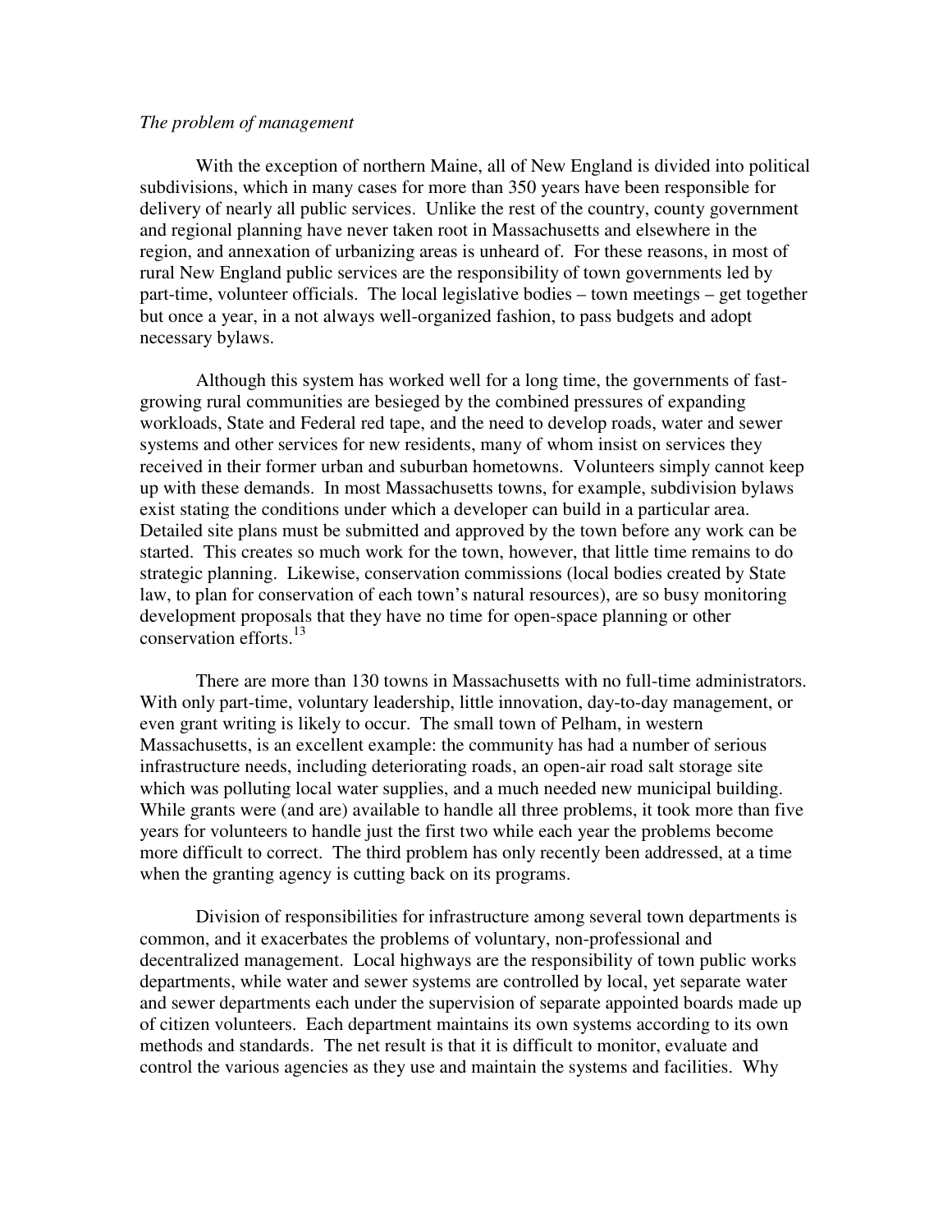*The problem of management*

With the exception of northern Maine, all of New England is divided into political subdivisions, which in many cases for more than 350 years have been responsible for delivery of nearly all public services. Unlike the rest of the country, county government and regional planning have never taken root in Massachusetts and elsewhere in the region, and annexation of urbanizing areas is unheard of. For these reasons, in most of rural New England public services are the responsibility of town governments led by part-time, volunteer officials. The local legislative bodies – town meetings – get together but once a year, in a not always well-organized fashion, to pass budgets and adopt necessary bylaws.

Although this system has worked well for a long time, the governments of fast-growing rural communities are besieged by the combined pressures of expanding workloads, State and Federal red tape, and the need to develop roads, water and sewer systems and other services for new residents, many of whom insist on services they received in their former urban and suburban hometowns. Volunteers simply cannot keep up with these demands. In most Massachusetts towns, for example, subdivision bylaws exist stating the conditions under which a developer can build in a particular area. Detailed site plans must be submitted and approved by the town before any work can be started. This creates so much work for the town, however, that little time remains to do strategic planning. Likewise, conservation commissions (local bodies created by State law, to plan for conservation of each town's natural resources), are so busy monitoring development proposals that they have no time for open-space planning or other conservation efforts.[13]

There are more than 130 towns in Massachusetts with no full-time administrators. With only part-time, voluntary leadership, little innovation, day-to-day management, or even grant writing is likely to occur. The small town of Pelham, in western Massachusetts, is an excellent example: the community has had a number of serious infrastructure needs, including deteriorating roads, an open-air road salt storage site which was polluting local water supplies, and a much needed new municipal building. While grants were (and are) available to handle all three problems, it took more than five years for volunteers to handle just the first two while each year the problems become more difficult to correct. The third problem has only recently been addressed, at a time when the granting agency is cutting back on its programs.

Division of responsibilities for infrastructure among several town departments is common, and it exacerbates the problems of voluntary, non-professional and decentralized management. Local highways are the responsibility of town public works departments, while water and sewer systems are controlled by local, yet separate water and sewer departments each under the supervision of separate appointed boards made up of citizen volunteers. Each department maintains its own systems according to its own methods and standards. The net result is that it is difficult to monitor, evaluate and control the various agencies as they use and maintain the systems and facilities. Why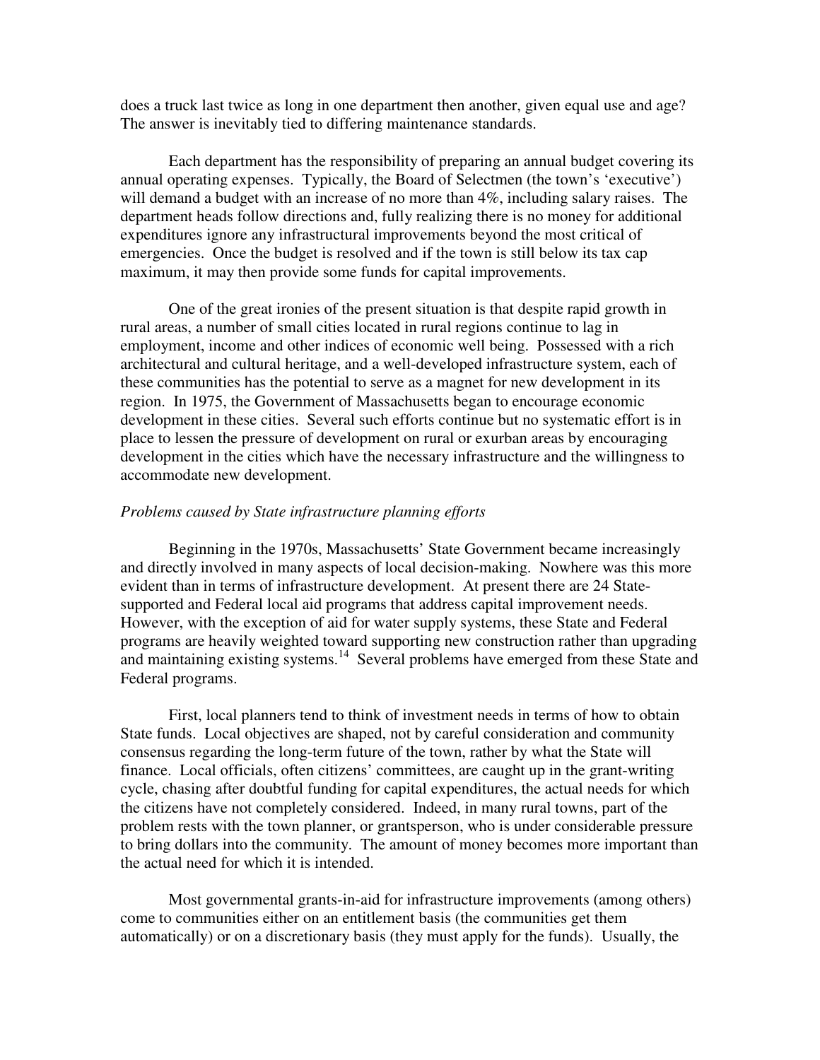does a truck last twice as long in one department then another, given equal use and age? The answer is inevitably tied to differing maintenance standards.

Each department has the responsibility of preparing an annual budget covering its annual operating expenses. Typically, the Board of Selectmen (the town's 'executive') will demand a budget with an increase of no more than 4%, including salary raises. The department heads follow directions and, fully realizing there is no money for additional expenditures ignore any infrastructural improvements beyond the most critical of emergencies. Once the budget is resolved and if the town is still below its tax cap maximum, it may then provide some funds for capital improvements.

One of the great ironies of the present situation is that despite rapid growth in rural areas, a number of small cities located in rural regions continue to lag in employment, income and other indices of economic well being. Possessed with a rich architectural and cultural heritage, and a well-developed infrastructure system, each of these communities has the potential to serve as a magnet for new development in its region. In 1975, the Government of Massachusetts began to encourage economic development in these cities. Several such efforts continue but no systematic effort is in place to lessen the pressure of development on rural or exurban areas by encouraging development in the cities which have the necessary infrastructure and the willingness to accommodate new development.

*Problems caused by State infrastructure planning efforts*

Beginning in the 1970s, Massachusetts' State Government became increasingly and directly involved in many aspects of local decision-making. Nowhere was this more evident than in terms of infrastructure development. At present there are 24 State-supported and Federal local aid programs that address capital improvement needs. However, with the exception of aid for water supply systems, these State and Federal programs are heavily weighted toward supporting new construction rather than upgrading and maintaining existing systems.[14] Several problems have emerged from these State and Federal programs.

First, local planners tend to think of investment needs in terms of how to obtain State funds. Local objectives are shaped, not by careful consideration and community consensus regarding the long-term future of the town, rather by what the State will finance. Local officials, often citizens' committees, are caught up in the grant-writing cycle, chasing after doubtful funding for capital expenditures, the actual needs for which the citizens have not completely considered. Indeed, in many rural towns, part of the problem rests with the town planner, or grantsperson, who is under considerable pressure to bring dollars into the community. The amount of money becomes more important than the actual need for which it is intended.

Most governmental grants-in-aid for infrastructure improvements (among others) come to communities either on an entitlement basis (the communities get them automatically) or on a discretionary basis (they must apply for the funds). Usually, the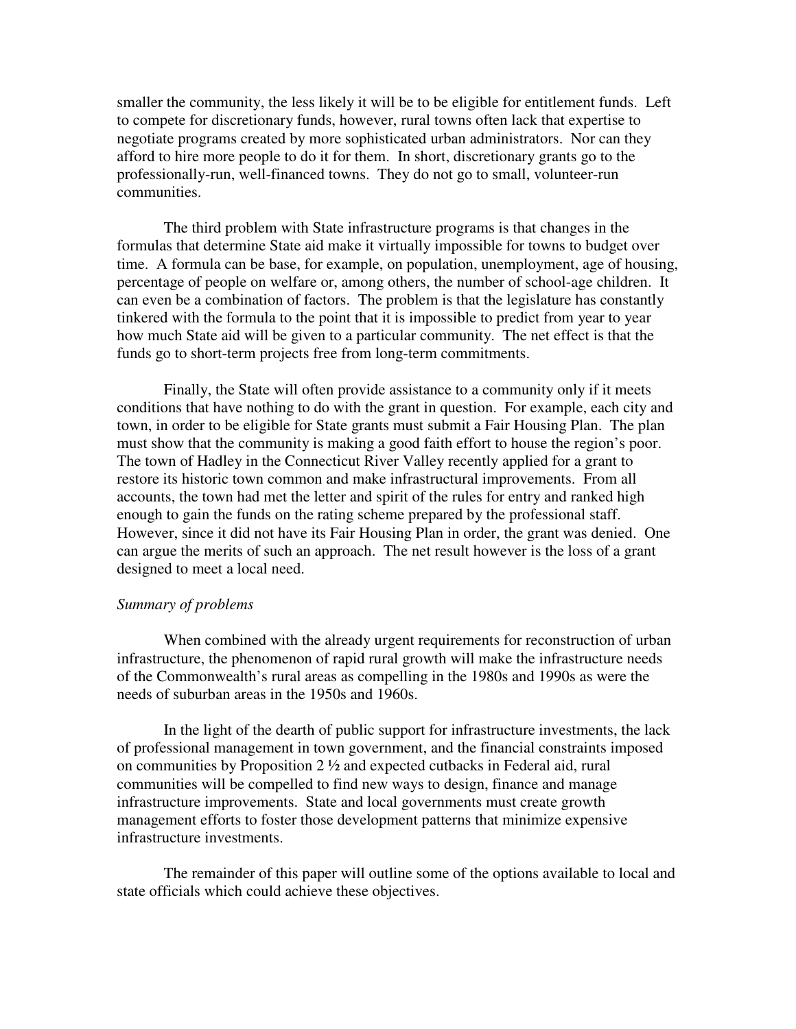smaller the community, the less likely it will be to be eligible for entitlement funds. Left to compete for discretionary funds, however, rural towns often lack that expertise to negotiate programs created by more sophisticated urban administrators. Nor can they afford to hire more people to do it for them. In short, discretionary grants go to the professionally-run, well-financed towns. They do not go to small, volunteer-run communities.

The third problem with State infrastructure programs is that changes in the formulas that determine State aid make it virtually impossible for towns to budget over time. A formula can be base, for example, on population, unemployment, age of housing, percentage of people on welfare or, among others, the number of school-age children. It can even be a combination of factors. The problem is that the legislature has constantly tinkered with the formula to the point that it is impossible to predict from year to year how much State aid will be given to a particular community. The net effect is that the funds go to short-term projects free from long-term commitments.

Finally, the State will often provide assistance to a community only if it meets conditions that have nothing to do with the grant in question. For example, each city and town, in order to be eligible for State grants must submit a Fair Housing Plan. The plan must show that the community is making a good faith effort to house the region's poor. The town of Hadley in the Connecticut River Valley recently applied for a grant to restore its historic town common and make infrastructural improvements. From all accounts, the town had met the letter and spirit of the rules for entry and ranked high enough to gain the funds on the rating scheme prepared by the professional staff. However, since it did not have its Fair Housing Plan in order, the grant was denied. One can argue the merits of such an approach. The net result however is the loss of a grant designed to meet a local need.

*Summary of problems*

When combined with the already urgent requirements for reconstruction of urban infrastructure, the phenomenon of rapid rural growth will make the infrastructure needs of the Commonwealth's rural areas as compelling in the 1980s and 1990s as were the needs of suburban areas in the 1950s and 1960s.

In the light of the dearth of public support for infrastructure investments, the lack of professional management in town government, and the financial constraints imposed on communities by Proposition 2 ½ and expected cutbacks in Federal aid, rural communities will be compelled to find new ways to design, finance and manage infrastructure improvements. State and local governments must create growth management efforts to foster those development patterns that minimize expensive infrastructure investments.

The remainder of this paper will outline some of the options available to local and state officials which could achieve these objectives.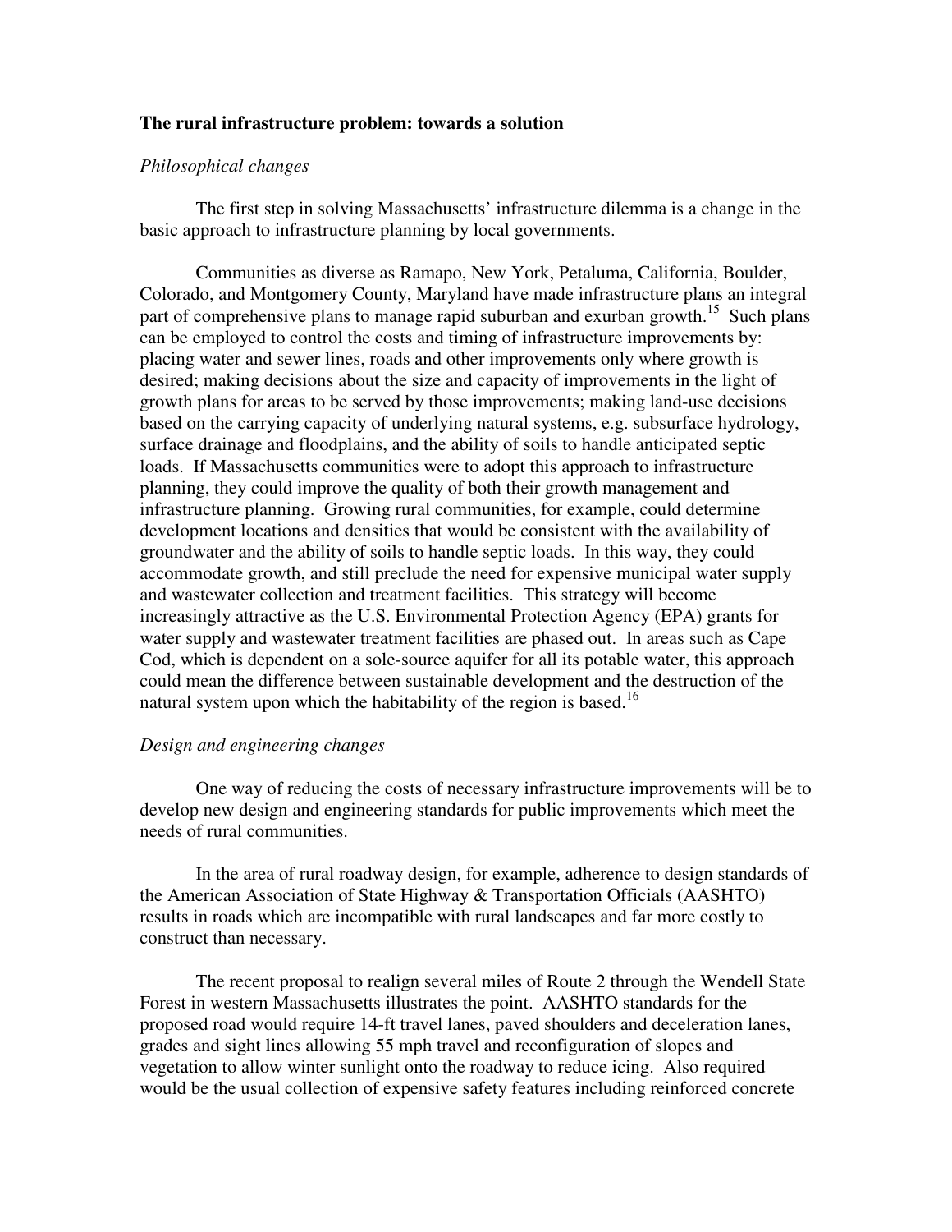### The rural infrastructure problem: towards a solution

*Philosophical changes*

The first step in solving Massachusetts' infrastructure dilemma is a change in the basic approach to infrastructure planning by local governments.

Communities as diverse as Ramapo, New York, Petaluma, California, Boulder, Colorado, and Montgomery County, Maryland have made infrastructure plans an integral part of comprehensive plans to manage rapid suburban and exurban growth.[15] Such plans can be employed to control the costs and timing of infrastructure improvements by: placing water and sewer lines, roads and other improvements only where growth is desired; making decisions about the size and capacity of improvements in the light of growth plans for areas to be served by those improvements; making land-use decisions based on the carrying capacity of underlying natural systems, e.g. subsurface hydrology, surface drainage and floodplains, and the ability of soils to handle anticipated septic loads. If Massachusetts communities were to adopt this approach to infrastructure planning, they could improve the quality of both their growth management and infrastructure planning. Growing rural communities, for example, could determine development locations and densities that would be consistent with the availability of groundwater and the ability of soils to handle septic loads. In this way, they could accommodate growth, and still preclude the need for expensive municipal water supply and wastewater collection and treatment facilities. This strategy will become increasingly attractive as the U.S. Environmental Protection Agency (EPA) grants for water supply and wastewater treatment facilities are phased out. In areas such as Cape Cod, which is dependent on a sole-source aquifer for all its potable water, this approach could mean the difference between sustainable development and the destruction of the natural system upon which the habitability of the region is based.[16]

*Design and engineering changes*

One way of reducing the costs of necessary infrastructure improvements will be to develop new design and engineering standards for public improvements which meet the needs of rural communities.

In the area of rural roadway design, for example, adherence to design standards of the American Association of State Highway & Transportation Officials (AASHTO) results in roads which are incompatible with rural landscapes and far more costly to construct than necessary.

The recent proposal to realign several miles of Route 2 through the Wendell State Forest in western Massachusetts illustrates the point. AASHTO standards for the proposed road would require 14-ft travel lanes, paved shoulders and deceleration lanes, grades and sight lines allowing 55 mph travel and reconfiguration of slopes and vegetation to allow winter sunlight onto the roadway to reduce icing. Also required would be the usual collection of expensive safety features including reinforced concrete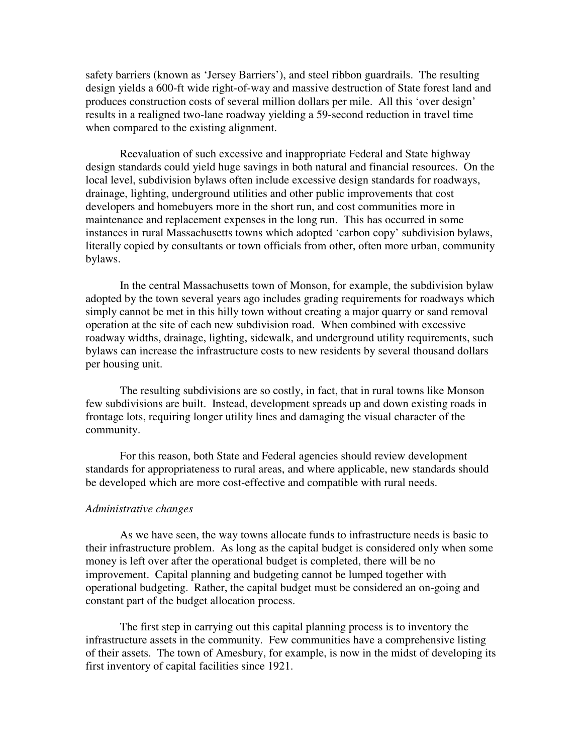safety barriers (known as 'Jersey Barriers'), and steel ribbon guardrails. The resulting design yields a 600-ft wide right-of-way and massive destruction of State forest land and produces construction costs of several million dollars per mile. All this 'over design' results in a realigned two-lane roadway yielding a 59-second reduction in travel time when compared to the existing alignment.

Reevaluation of such excessive and inappropriate Federal and State highway design standards could yield huge savings in both natural and financial resources. On the local level, subdivision bylaws often include excessive design standards for roadways, drainage, lighting, underground utilities and other public improvements that cost developers and homebuyers more in the short run, and cost communities more in maintenance and replacement expenses in the long run. This has occurred in some instances in rural Massachusetts towns which adopted 'carbon copy' subdivision bylaws, literally copied by consultants or town officials from other, often more urban, community bylaws.

In the central Massachusetts town of Monson, for example, the subdivision bylaw adopted by the town several years ago includes grading requirements for roadways which simply cannot be met in this hilly town without creating a major quarry or sand removal operation at the site of each new subdivision road. When combined with excessive roadway widths, drainage, lighting, sidewalk, and underground utility requirements, such bylaws can increase the infrastructure costs to new residents by several thousand dollars per housing unit.

The resulting subdivisions are so costly, in fact, that in rural towns like Monson few subdivisions are built. Instead, development spreads up and down existing roads in frontage lots, requiring longer utility lines and damaging the visual character of the community.

For this reason, both State and Federal agencies should review development standards for appropriateness to rural areas, and where applicable, new standards should be developed which are more cost-effective and compatible with rural needs.

*Administrative changes*

As we have seen, the way towns allocate funds to infrastructure needs is basic to their infrastructure problem. As long as the capital budget is considered only when some money is left over after the operational budget is completed, there will be no improvement. Capital planning and budgeting cannot be lumped together with operational budgeting. Rather, the capital budget must be considered an on-going and constant part of the budget allocation process.

The first step in carrying out this capital planning process is to inventory the infrastructure assets in the community. Few communities have a comprehensive listing of their assets. The town of Amesbury, for example, is now in the midst of developing its first inventory of capital facilities since 1921.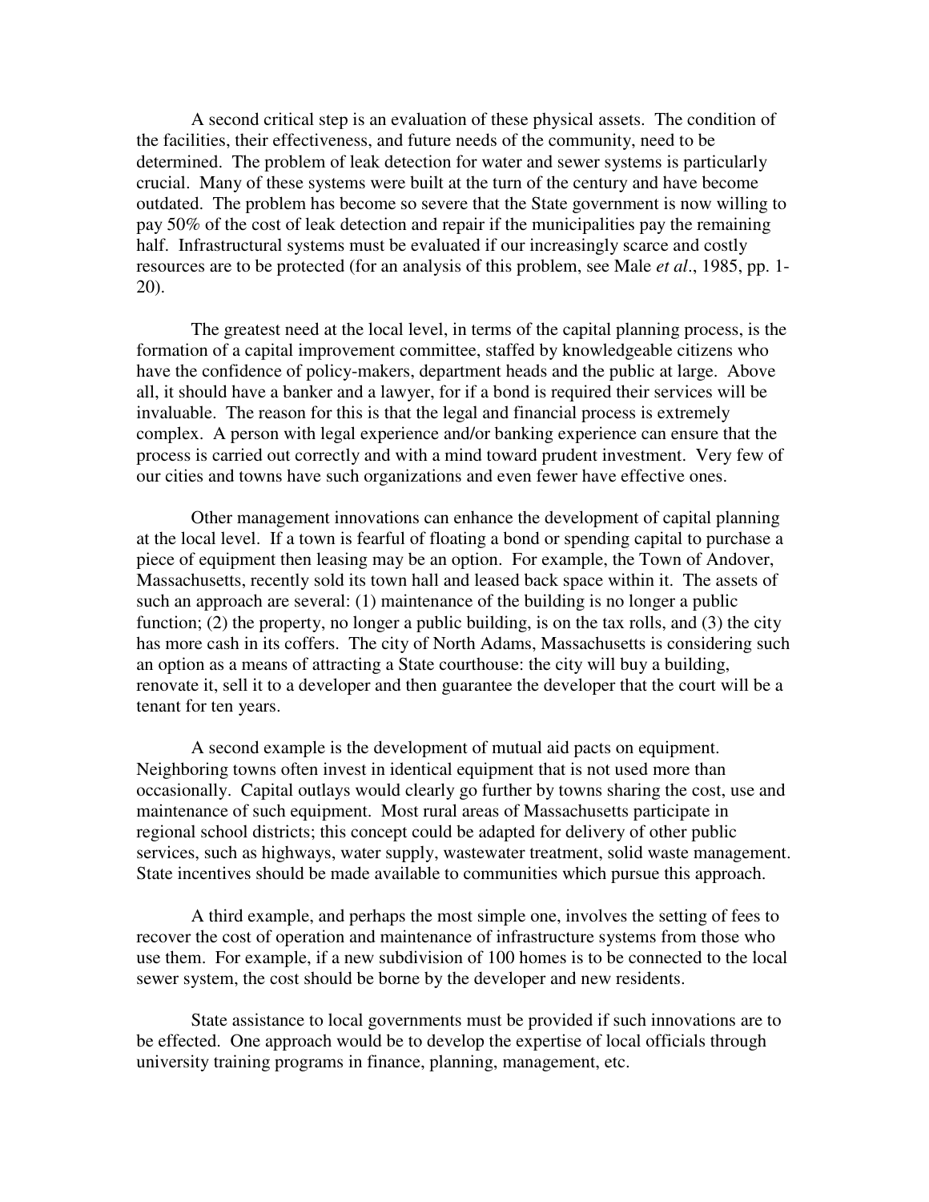A second critical step is an evaluation of these physical assets. The condition of the facilities, their effectiveness, and future needs of the community, need to be determined. The problem of leak detection for water and sewer systems is particularly crucial. Many of these systems were built at the turn of the century and have become outdated. The problem has become so severe that the State government is now willing to pay 50% of the cost of leak detection and repair if the municipalities pay the remaining half. Infrastructural systems must be evaluated if our increasingly scarce and costly resources are to be protected (for an analysis of this problem, see Male *et al*., 1985, pp. 1-20).

The greatest need at the local level, in terms of the capital planning process, is the formation of a capital improvement committee, staffed by knowledgeable citizens who have the confidence of policy-makers, department heads and the public at large. Above all, it should have a banker and a lawyer, for if a bond is required their services will be invaluable. The reason for this is that the legal and financial process is extremely complex. A person with legal experience and/or banking experience can ensure that the process is carried out correctly and with a mind toward prudent investment. Very few of our cities and towns have such organizations and even fewer have effective ones.

Other management innovations can enhance the development of capital planning at the local level. If a town is fearful of floating a bond or spending capital to purchase a piece of equipment then leasing may be an option. For example, the Town of Andover, Massachusetts, recently sold its town hall and leased back space within it. The assets of such an approach are several: (1) maintenance of the building is no longer a public function; (2) the property, no longer a public building, is on the tax rolls, and (3) the city has more cash in its coffers. The city of North Adams, Massachusetts is considering such an option as a means of attracting a State courthouse: the city will buy a building, renovate it, sell it to a developer and then guarantee the developer that the court will be a tenant for ten years.

A second example is the development of mutual aid pacts on equipment. Neighboring towns often invest in identical equipment that is not used more than occasionally. Capital outlays would clearly go further by towns sharing the cost, use and maintenance of such equipment. Most rural areas of Massachusetts participate in regional school districts; this concept could be adapted for delivery of other public services, such as highways, water supply, wastewater treatment, solid waste management. State incentives should be made available to communities which pursue this approach.

A third example, and perhaps the most simple one, involves the setting of fees to recover the cost of operation and maintenance of infrastructure systems from those who use them. For example, if a new subdivision of 100 homes is to be connected to the local sewer system, the cost should be borne by the developer and new residents.

State assistance to local governments must be provided if such innovations are to be effected. One approach would be to develop the expertise of local officials through university training programs in finance, planning, management, etc.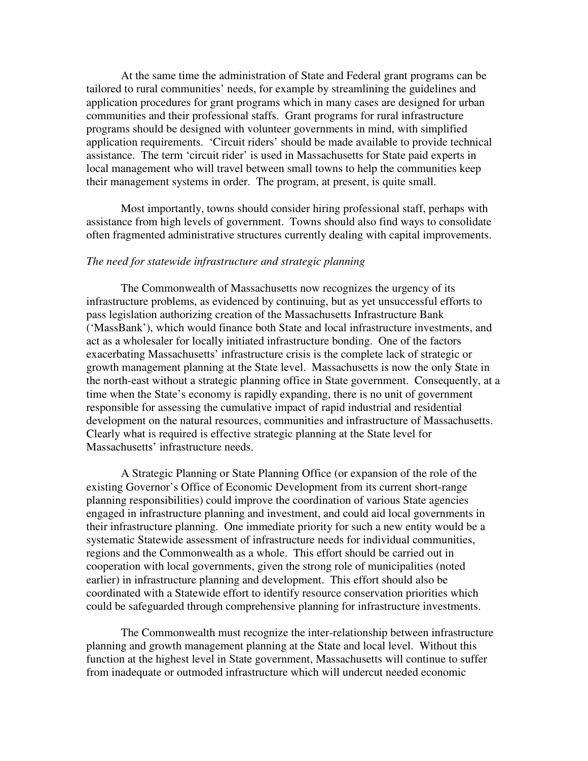At the same time the administration of State and Federal grant programs can be tailored to rural communities' needs, for example by streamlining the guidelines and application procedures for grant programs which in many cases are designed for urban communities and their professional staffs. Grant programs for rural infrastructure programs should be designed with volunteer governments in mind, with simplified application requirements. 'Circuit riders' should be made available to provide technical assistance. The term 'circuit rider' is used in Massachusetts for State paid experts in local management who will travel between small towns to help the communities keep their management systems in order. The program, at present, is quite small.

Most importantly, towns should consider hiring professional staff, perhaps with assistance from high levels of government. Towns should also find ways to consolidate often fragmented administrative structures currently dealing with capital improvements.

*The need for statewide infrastructure and strategic planning*

The Commonwealth of Massachusetts now recognizes the urgency of its infrastructure problems, as evidenced by continuing, but as yet unsuccessful efforts to pass legislation authorizing creation of the Massachusetts Infrastructure Bank ('MassBank'), which would finance both State and local infrastructure investments, and act as a wholesaler for locally initiated infrastructure bonding. One of the factors exacerbating Massachusetts' infrastructure crisis is the complete lack of strategic or growth management planning at the State level. Massachusetts is now the only State in the north-east without a strategic planning office in State government. Consequently, at a time when the State's economy is rapidly expanding, there is no unit of government responsible for assessing the cumulative impact of rapid industrial and residential development on the natural resources, communities and infrastructure of Massachusetts. Clearly what is required is effective strategic planning at the State level for Massachusetts' infrastructure needs.

A Strategic Planning or State Planning Office (or expansion of the role of the existing Governor's Office of Economic Development from its current short-range planning responsibilities) could improve the coordination of various State agencies engaged in infrastructure planning and investment, and could aid local governments in their infrastructure planning. One immediate priority for such a new entity would be a systematic Statewide assessment of infrastructure needs for individual communities, regions and the Commonwealth as a whole. This effort should be carried out in cooperation with local governments, given the strong role of municipalities (noted earlier) in infrastructure planning and development. This effort should also be coordinated with a Statewide effort to identify resource conservation priorities which could be safeguarded through comprehensive planning for infrastructure investments.

The Commonwealth must recognize the inter-relationship between infrastructure planning and growth management planning at the State and local level. Without this function at the highest level in State government, Massachusetts will continue to suffer from inadequate or outmoded infrastructure which will undercut needed economic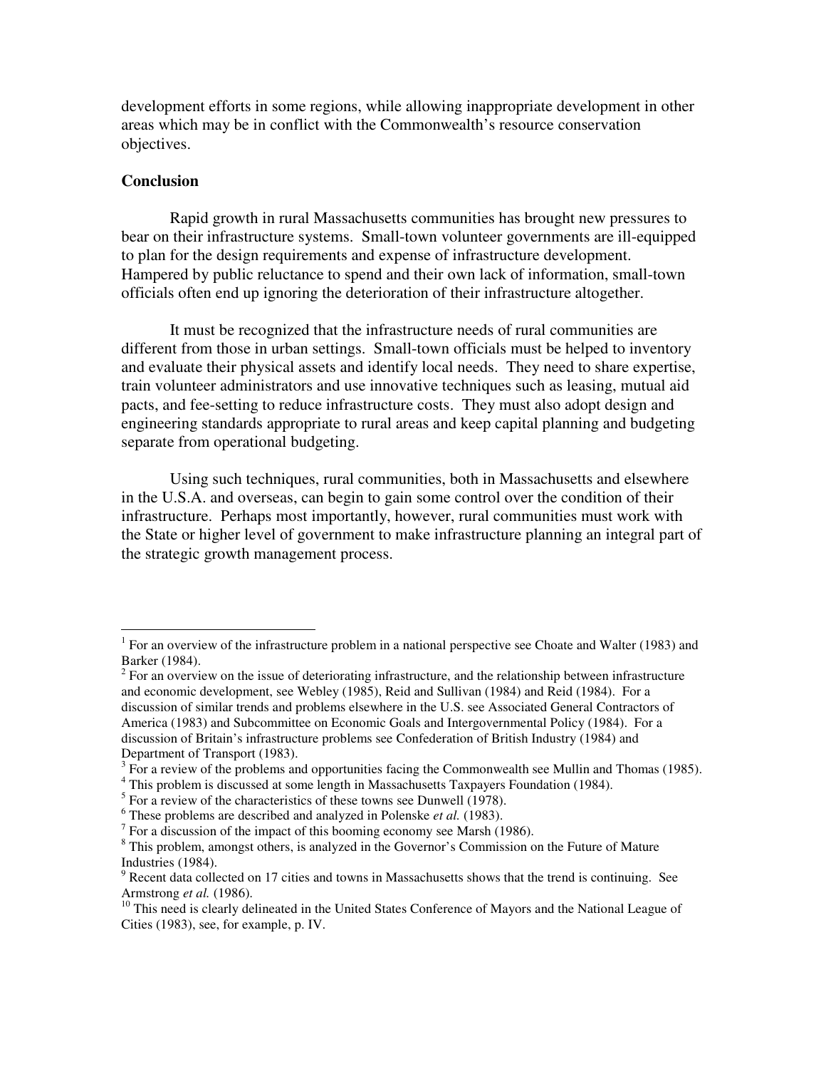development efforts in some regions, while allowing inappropriate development in other areas which may be in conflict with the Commonwealth's resource conservation objectives.

## Conclusion

Rapid growth in rural Massachusetts communities has brought new pressures to bear on their infrastructure systems. Small-town volunteer governments are ill-equipped to plan for the design requirements and expense of infrastructure development. Hampered by public reluctance to spend and their own lack of information, small-town officials often end up ignoring the deterioration of their infrastructure altogether.

It must be recognized that the infrastructure needs of rural communities are different from those in urban settings. Small-town officials must be helped to inventory and evaluate their physical assets and identify local needs. They need to share expertise, train volunteer administrators and use innovative techniques such as leasing, mutual aid pacts, and fee-setting to reduce infrastructure costs. They must also adopt design and engineering standards appropriate to rural areas and keep capital planning and budgeting separate from operational budgeting.

Using such techniques, rural communities, both in Massachusetts and elsewhere in the U.S.A. and overseas, can begin to gain some control over the condition of their infrastructure. Perhaps most importantly, however, rural communities must work with the State or higher level of government to make infrastructure planning an integral part of the strategic growth management process.

---

[1] For an overview of the infrastructure problem in a national perspective see Choate and Walter (1983) and Barker (1984).

[2] For an overview on the issue of deteriorating infrastructure, and the relationship between infrastructure and economic development, see Webley (1985), Reid and Sullivan (1984) and Reid (1984). For a discussion of similar trends and problems elsewhere in the U.S. see Associated General Contractors of America (1983) and Subcommittee on Economic Goals and Intergovernmental Policy (1984). For a discussion of Britain's infrastructure problems see Confederation of British Industry (1984) and Department of Transport (1983).

[3] For a review of the problems and opportunities facing the Commonwealth see Mullin and Thomas (1985).

[4] This problem is discussed at some length in Massachusetts Taxpayers Foundation (1984).

[5] For a review of the characteristics of these towns see Dunwell (1978).

[6] These problems are described and analyzed in Polenske *et al.* (1983).

[7] For a discussion of the impact of this booming economy see Marsh (1986).

[8] This problem, amongst others, is analyzed in the Governor's Commission on the Future of Mature Industries (1984).

[9] Recent data collected on 17 cities and towns in Massachusetts shows that the trend is continuing. See Armstrong *et al.* (1986).

[10] This need is clearly delineated in the United States Conference of Mayors and the National League of Cities (1983), see, for example, p. IV.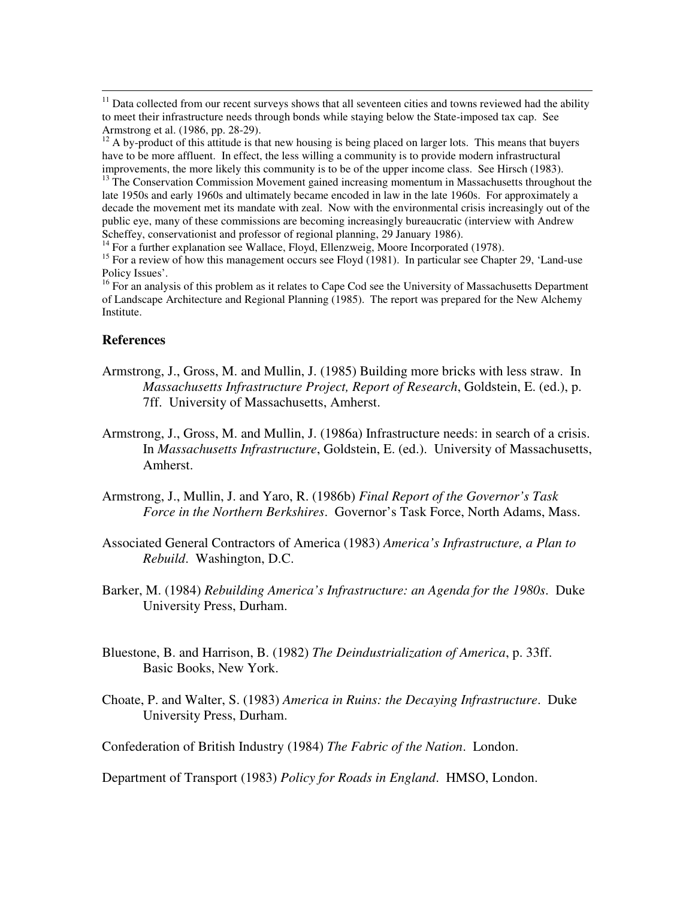[11] Data collected from our recent surveys shows that all seventeen cities and towns reviewed had the ability to meet their infrastructure needs through bonds while staying below the State-imposed tax cap. See Armstrong et al. (1986, pp. 28-29).

[12] A by-product of this attitude is that new housing is being placed on larger lots. This means that buyers have to be more affluent. In effect, the less willing a community is to provide modern infrastructural improvements, the more likely this community is to be of the upper income class. See Hirsch (1983).

[13] The Conservation Commission Movement gained increasing momentum in Massachusetts throughout the late 1950s and early 1960s and ultimately became encoded in law in the late 1960s. For approximately a decade the movement met its mandate with zeal. Now with the environmental crisis increasingly out of the public eye, many of these commissions are becoming increasingly bureaucratic (interview with Andrew Scheffey, conservationist and professor of regional planning, 29 January 1986).

[14] For a further explanation see Wallace, Floyd, Ellenzweig, Moore Incorporated (1978).

[15] For a review of how this management occurs see Floyd (1981). In particular see Chapter 29, 'Land-use Policy Issues'.

[16] For an analysis of this problem as it relates to Cape Cod see the University of Massachusetts Department of Landscape Architecture and Regional Planning (1985). The report was prepared for the New Alchemy Institute.

## References

Armstrong, J., Gross, M. and Mullin, J. (1985) Building more bricks with less straw. In *Massachusetts Infrastructure Project, Report of Research*, Goldstein, E. (ed.), p. 7ff. University of Massachusetts, Amherst.

Armstrong, J., Gross, M. and Mullin, J. (1986a) Infrastructure needs: in search of a crisis. In *Massachusetts Infrastructure*, Goldstein, E. (ed.). University of Massachusetts, Amherst.

Armstrong, J., Mullin, J. and Yaro, R. (1986b) *Final Report of the Governor's Task Force in the Northern Berkshires*. Governor's Task Force, North Adams, Mass.

Associated General Contractors of America (1983) *America's Infrastructure, a Plan to Rebuild*. Washington, D.C.

Barker, M. (1984) *Rebuilding America's Infrastructure: an Agenda for the 1980s*. Duke University Press, Durham.

Bluestone, B. and Harrison, B. (1982) *The Deindustrialization of America*, p. 33ff. Basic Books, New York.

Choate, P. and Walter, S. (1983) *America in Ruins: the Decaying Infrastructure*. Duke University Press, Durham.

Confederation of British Industry (1984) *The Fabric of the Nation*. London.

Department of Transport (1983) *Policy for Roads in England*. HMSO, London.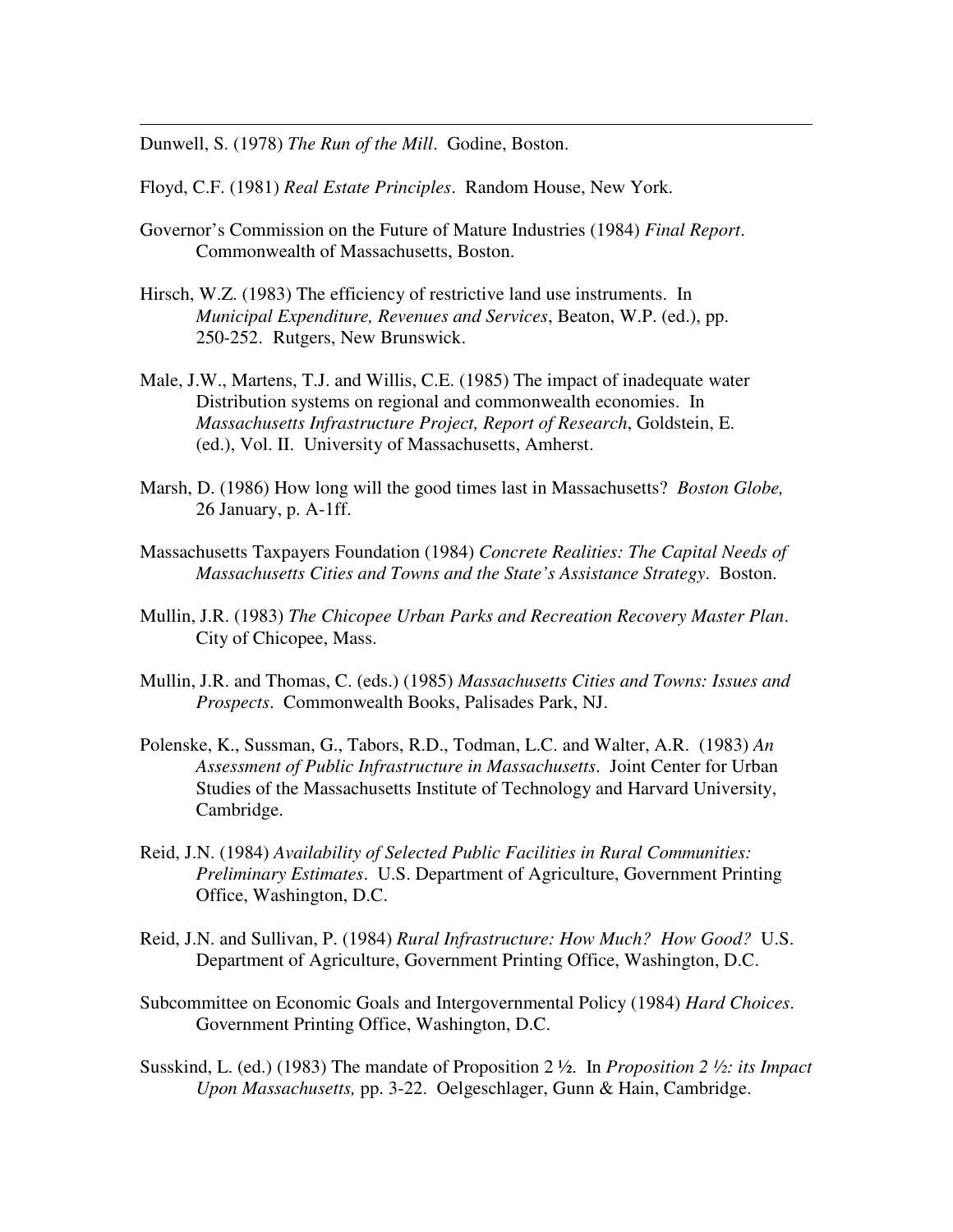Dunwell, S. (1978) *The Run of the Mill*. Godine, Boston.

Floyd, C.F. (1981) *Real Estate Principles*. Random House, New York.

Governor's Commission on the Future of Mature Industries (1984) *Final Report*. Commonwealth of Massachusetts, Boston.

Hirsch, W.Z. (1983) The efficiency of restrictive land use instruments. In *Municipal Expenditure, Revenues and Services*, Beaton, W.P. (ed.), pp. 250-252. Rutgers, New Brunswick.

Male, J.W., Martens, T.J. and Willis, C.E. (1985) The impact of inadequate water Distribution systems on regional and commonwealth economies. In *Massachusetts Infrastructure Project, Report of Research*, Goldstein, E. (ed.), Vol. II. University of Massachusetts, Amherst.

Marsh, D. (1986) How long will the good times last in Massachusetts? *Boston Globe,* 26 January, p. A-1ff.

Massachusetts Taxpayers Foundation (1984) *Concrete Realities: The Capital Needs of Massachusetts Cities and Towns and the State's Assistance Strategy*. Boston.

Mullin, J.R. (1983) *The Chicopee Urban Parks and Recreation Recovery Master Plan*. City of Chicopee, Mass.

Mullin, J.R. and Thomas, C. (eds.) (1985) *Massachusetts Cities and Towns: Issues and Prospects*. Commonwealth Books, Palisades Park, NJ.

Polenske, K., Sussman, G., Tabors, R.D., Todman, L.C. and Walter, A.R. (1983) *An Assessment of Public Infrastructure in Massachusetts*. Joint Center for Urban Studies of the Massachusetts Institute of Technology and Harvard University, Cambridge.

Reid, J.N. (1984) *Availability of Selected Public Facilities in Rural Communities: Preliminary Estimates*. U.S. Department of Agriculture, Government Printing Office, Washington, D.C.

Reid, J.N. and Sullivan, P. (1984) *Rural Infrastructure: How Much? How Good?* U.S. Department of Agriculture, Government Printing Office, Washington, D.C.

Subcommittee on Economic Goals and Intergovernmental Policy (1984) *Hard Choices*. Government Printing Office, Washington, D.C.

Susskind, L. (ed.) (1983) The mandate of Proposition 2 ½. In *Proposition 2 ½: its Impact Upon Massachusetts,* pp. 3-22. Oelgeschlager, Gunn & Hain, Cambridge.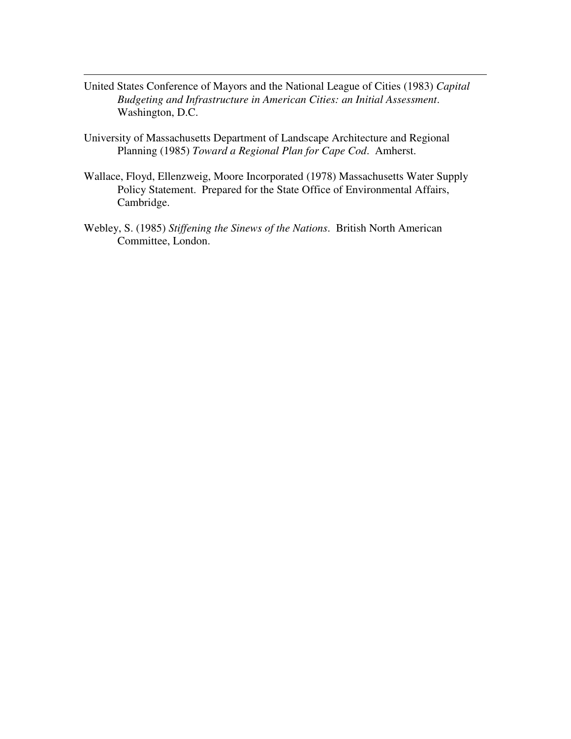United States Conference of Mayors and the National League of Cities (1983) *Capital Budgeting and Infrastructure in American Cities: an Initial Assessment*. Washington, D.C.

University of Massachusetts Department of Landscape Architecture and Regional Planning (1985) *Toward a Regional Plan for Cape Cod*. Amherst.

Wallace, Floyd, Ellenzweig, Moore Incorporated (1978) Massachusetts Water Supply Policy Statement. Prepared for the State Office of Environmental Affairs, Cambridge.

Webley, S. (1985) *Stiffening the Sinews of the Nations*. British North American Committee, London.